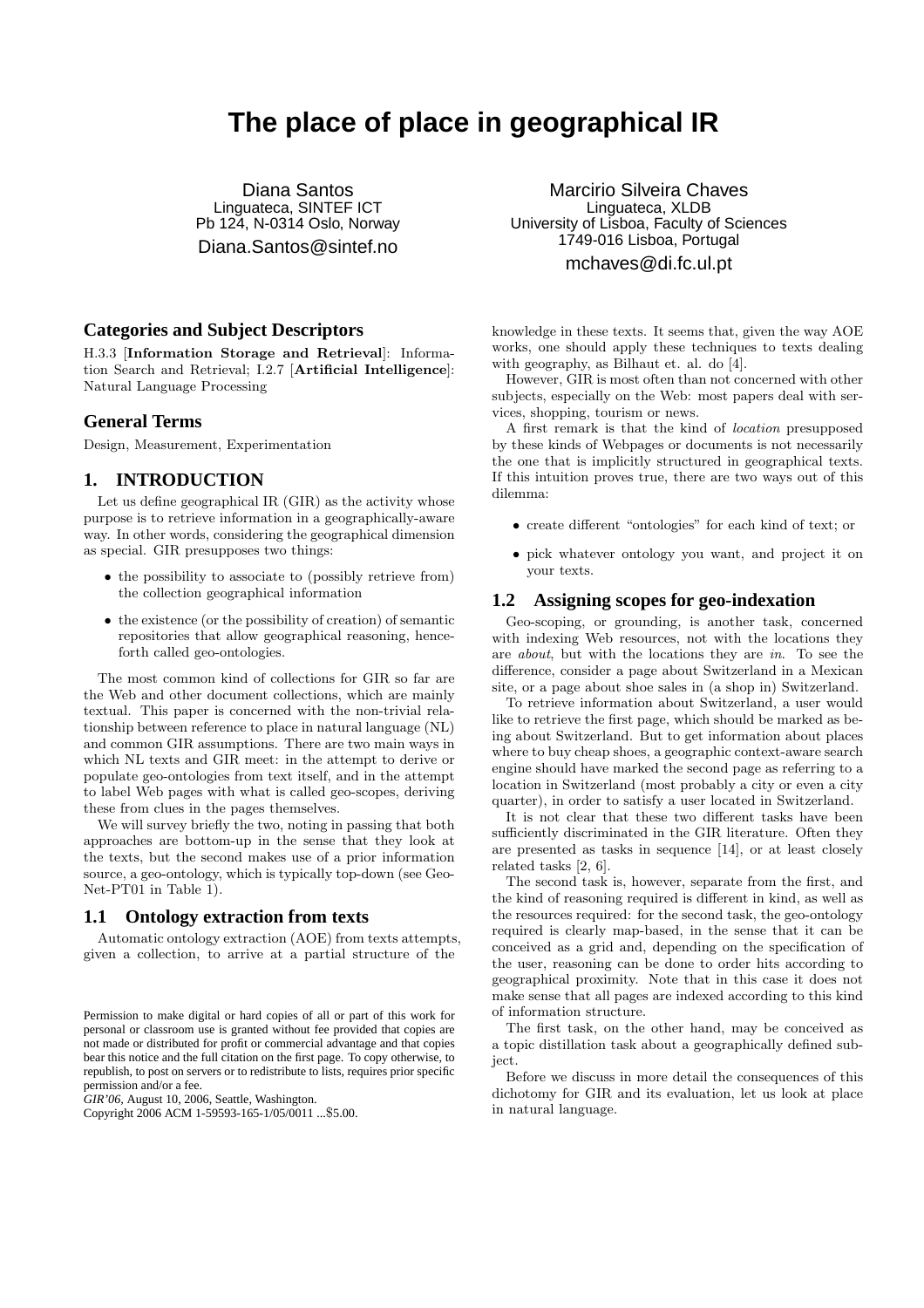# The place of place in geographical IR

Diana Santos
Linguateca, SINTEF ICT
Pb 124, N-0314 Oslo, Norway
Diana.Santos@sintef.no

Marcirio Silveira Chaves
Linguateca, XLDB
University of Lisboa, Faculty of Sciences
1749-016 Lisboa, Portugal
mchaves@di.fc.ul.pt

## Categories and Subject Descriptors

H.3.3 [**Information Storage and Retrieval**]: Information Search and Retrieval; I.2.7 [**Artificial Intelligence**]: Natural Language Processing

## General Terms

Design, Measurement, Experimentation

## 1. INTRODUCTION

Let us define geographical IR (GIR) as the activity whose purpose is to retrieve information in a geographically-aware way. In other words, considering the geographical dimension as special. GIR presupposes two things:

- the possibility to associate to (possibly retrieve from) the collection geographical information
- the existence (or the possibility of creation) of semantic repositories that allow geographical reasoning, henceforth called geo-ontologies.

The most common kind of collections for GIR so far are the Web and other document collections, which are mainly textual. This paper is concerned with the non-trivial relationship between reference to place in natural language (NL) and common GIR assumptions. There are two main ways in which NL texts and GIR meet: in the attempt to derive or populate geo-ontologies from text itself, and in the attempt to label Web pages with what is called geo-scopes, deriving these from clues in the pages themselves.

We will survey briefly the two, noting in passing that both approaches are bottom-up in the sense that they look at the texts, but the second makes use of a prior information source, a geo-ontology, which is typically top-down (see Geo-Net-PT01 in Table 1).

### 1.1 Ontology extraction from texts

Automatic ontology extraction (AOE) from texts attempts, given a collection, to arrive at a partial structure of the knowledge in these texts. It seems that, given the way AOE works, one should apply these techniques to texts dealing with geography, as Bilhaut et. al. do [4].

However, GIR is most often than not concerned with other subjects, especially on the Web: most papers deal with services, shopping, tourism or news.

A first remark is that the kind of *location* presupposed by these kinds of Webpages or documents is not necessarily the one that is implicitly structured in geographical texts. If this intuition proves true, there are two ways out of this dilemma:

- create different "ontologies" for each kind of text; or
- pick whatever ontology you want, and project it on your texts.

### 1.2 Assigning scopes for geo-indexation

Geo-scoping, or grounding, is another task, concerned with indexing Web resources, not with the locations they are *about*, but with the locations they are *in*. To see the difference, consider a page about Switzerland in a Mexican site, or a page about shoe sales in (a shop in) Switzerland.

To retrieve information about Switzerland, a user would like to retrieve the first page, which should be marked as being about Switzerland. But to get information about places where to buy cheap shoes, a geographic context-aware search engine should have marked the second page as referring to a location in Switzerland (most probably a city or even a city quarter), in order to satisfy a user located in Switzerland.

It is not clear that these two different tasks have been sufficiently discriminated in the GIR literature. Often they are presented as tasks in sequence [14], or at least closely related tasks [2, 6].

The second task is, however, separate from the first, and the kind of reasoning required is different in kind, as well as the resources required: for the second task, the geo-ontology required is clearly map-based, in the sense that it can be conceived as a grid and, depending on the specification of the user, reasoning can be done to order hits according to geographical proximity. Note that in this case it does not make sense that all pages are indexed according to this kind of information structure.

The first task, on the other hand, may be conceived as a topic distillation task about a geographically defined subject.

Before we discuss in more detail the consequences of this dichotomy for GIR and its evaluation, let us look at place in natural language.

Permission to make digital or hard copies of all or part of this work for personal or classroom use is granted without fee provided that copies are not made or distributed for profit or commercial advantage and that copies bear this notice and the full citation on the first page. To copy otherwise, to republish, to post on servers or to redistribute to lists, requires prior specific permission and/or a fee.
*GIR'06*, August 10, 2006, Seattle, Washington.
Copyright 2006 ACM 1-59593-165-1/05/0011 ...$5.00.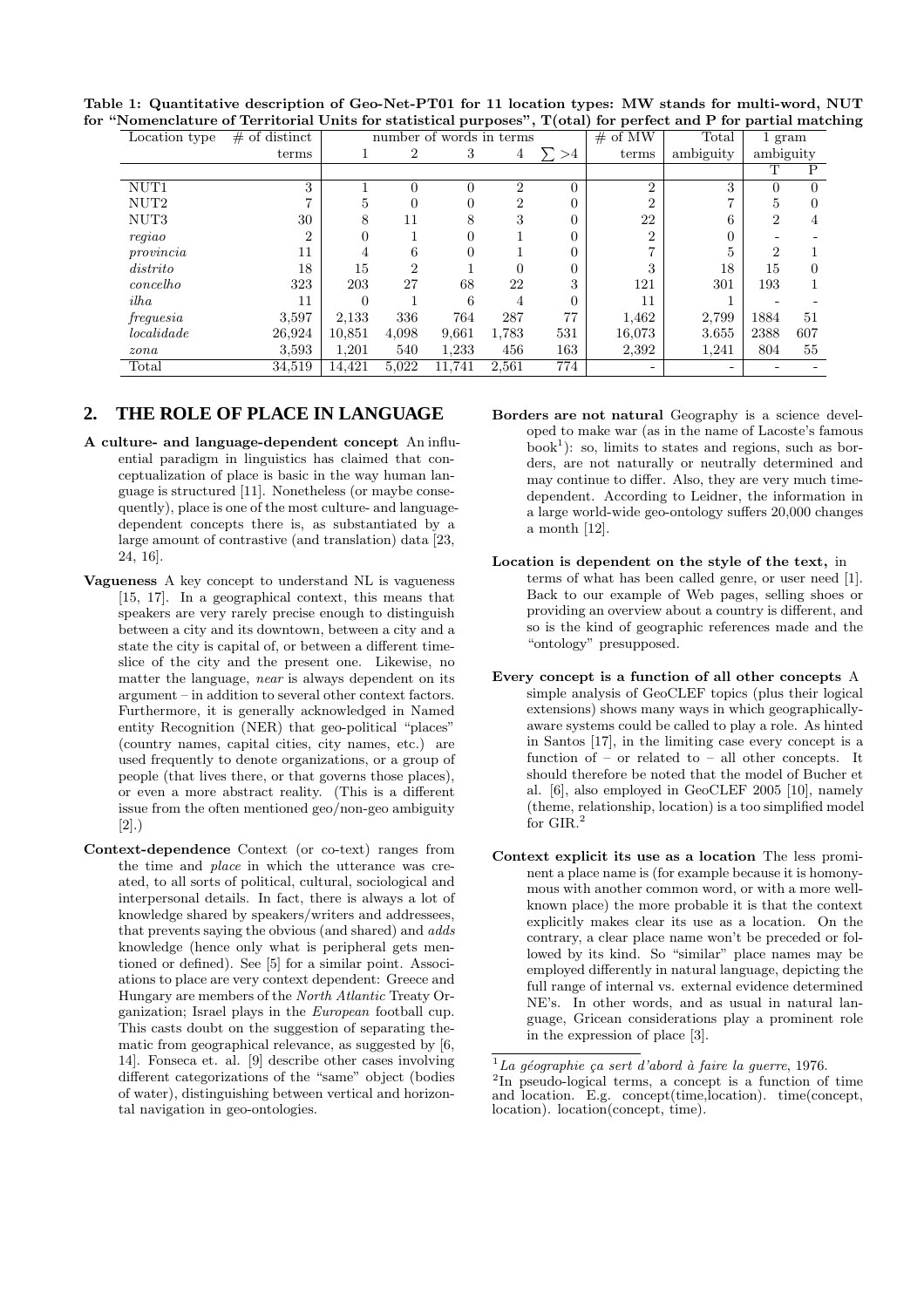**Table 1: Quantitative description of Geo-Net-PT01 for 11 location types: MW stands for multi-word, NUT for "Nomenclature of Territorial Units for statistical purposes", T(otal) for perfect and P for partial matching**

| Location type | # of distinct | number of words in terms | | | | | # of MW | Total | 1 gram | |
|---|---|---|---|---|---|---|---|---|---|---|
| | terms | 1 | 2 | 3 | 4 | $\sum >4$ | terms | ambiguity | ambiguity | |
| | | | | | | | | | T | P |
| NUT1 | 3 | 1 | 0 | 0 | 2 | 0 | 2 | 3 | 0 | 0 |
| NUT2 | 7 | 5 | 0 | 0 | 2 | 0 | 2 | 7 | 5 | 0 |
| NUT3 | 30 | 8 | 11 | 8 | 3 | 0 | 22 | 6 | 2 | 4 |
| *regiao* | 2 | 0 | 1 | 0 | 1 | 0 | 2 | 0 | - | - |
| *provincia* | 11 | 4 | 6 | 0 | 1 | 0 | 7 | 5 | 2 | 1 |
| *distrito* | 18 | 15 | 2 | 1 | 0 | 0 | 3 | 18 | 15 | 0 |
| *concelho* | 323 | 203 | 27 | 68 | 22 | 3 | 121 | 301 | 193 | 1 |
| *ilha* | 11 | 0 | 1 | 6 | 4 | 0 | 11 | 1 | - | - |
| *freguesia* | 3,597 | 2,133 | 336 | 764 | 287 | 77 | 1,462 | 2,799 | 1884 | 51 |
| *localidade* | 26,924 | 10,851 | 4,098 | 9,661 | 1,783 | 531 | 16,073 | 3.655 | 2388 | 607 |
| *zona* | 3,593 | 1,201 | 540 | 1,233 | 456 | 163 | 2,392 | 1,241 | 804 | 55 |
| Total | 34,519 | 14,421 | 5,022 | 11,741 | 2,561 | 774 | - | - | - | - |

## 2. THE ROLE OF PLACE IN LANGUAGE

**A culture- and language-dependent concept** An influential paradigm in linguistics has claimed that conceptualization of place is basic in the way human language is structured [11]. Nonetheless (or maybe consequently), place is one of the most culture- and language-dependent concepts there is, as substantiated by a large amount of contrastive (and translation) data [23, 24, 16].

**Vagueness** A key concept to understand NL is vagueness [15, 17]. In a geographical context, this means that speakers are very rarely precise enough to distinguish between a city and its downtown, between a city and a state the city is capital of, or between a different time-slice of the city and the present one. Likewise, no matter the language, *near* is always dependent on its argument – in addition to several other context factors. Furthermore, it is generally acknowledged in Named entity Recognition (NER) that geo-political "places" (country names, capital cities, city names, etc.) are used frequently to denote organizations, or a group of people (that lives there, or that governs those places), or even a more abstract reality. (This is a different issue from the often mentioned geo/non-geo ambiguity [2].)

**Context-dependence** Context (or co-text) ranges from the time and *place* in which the utterance was created, to all sorts of political, cultural, sociological and interpersonal details. In fact, there is always a lot of knowledge shared by speakers/writers and addressees, that prevents saying the obvious (and shared) and *adds* knowledge (hence only what is peripheral gets mentioned or defined). See [5] for a similar point. Associations to place are very context dependent: Greece and Hungary are members of the *North Atlantic* Treaty Organization; Israel plays in the *European* football cup. This casts doubt on the suggestion of separating thematic from geographical relevance, as suggested by [6, 14]. Fonseca et. al. [9] describe other cases involving different categorizations of the "same" object (bodies of water), distinguishing between vertical and horizontal navigation in geo-ontologies.

**Borders are not natural** Geography is a science developed to make war (as in the name of Lacoste's famous book[1]): so, limits to states and regions, such as borders, are not naturally or neutrally determined and may continue to differ. Also, they are very much time-dependent. According to Leidner, the information in a large world-wide geo-ontology suffers 20,000 changes a month [12].

**Location is dependent on the style of the text,** in terms of what has been called genre, or user need [1]. Back to our example of Web pages, selling shoes or providing an overview about a country is different, and so is the kind of geographic references made and the "ontology" presupposed.

**Every concept is a function of all other concepts** A simple analysis of GeoCLEF topics (plus their logical extensions) shows many ways in which geographically-aware systems could be called to play a role. As hinted in Santos [17], in the limiting case every concept is a function of – or related to – all other concepts. It should therefore be noted that the model of Bucher et al. [6], also employed in GeoCLEF 2005 [10], namely (theme, relationship, location) is a too simplified model for GIR.[2]

**Context explicit its use as a location** The less prominent a place name is (for example because it is homonymous with another common word, or with a more well-known place) the more probable it is that the context explicitly makes clear its use as a location. On the contrary, a clear place name won't be preceded or followed by its kind. So "similar" place names may be employed differently in natural language, depicting the full range of internal vs. external evidence determined NE's. In other words, and as usual in natural language, Gricean considerations play a prominent role in the expression of place [3].

[1] *La géographie ça sert d'abord à faire la guerre*, 1976.

[2] In pseudo-logical terms, a concept is a function of time and location. E.g. concept(time,location). time(concept, location). location(concept, time).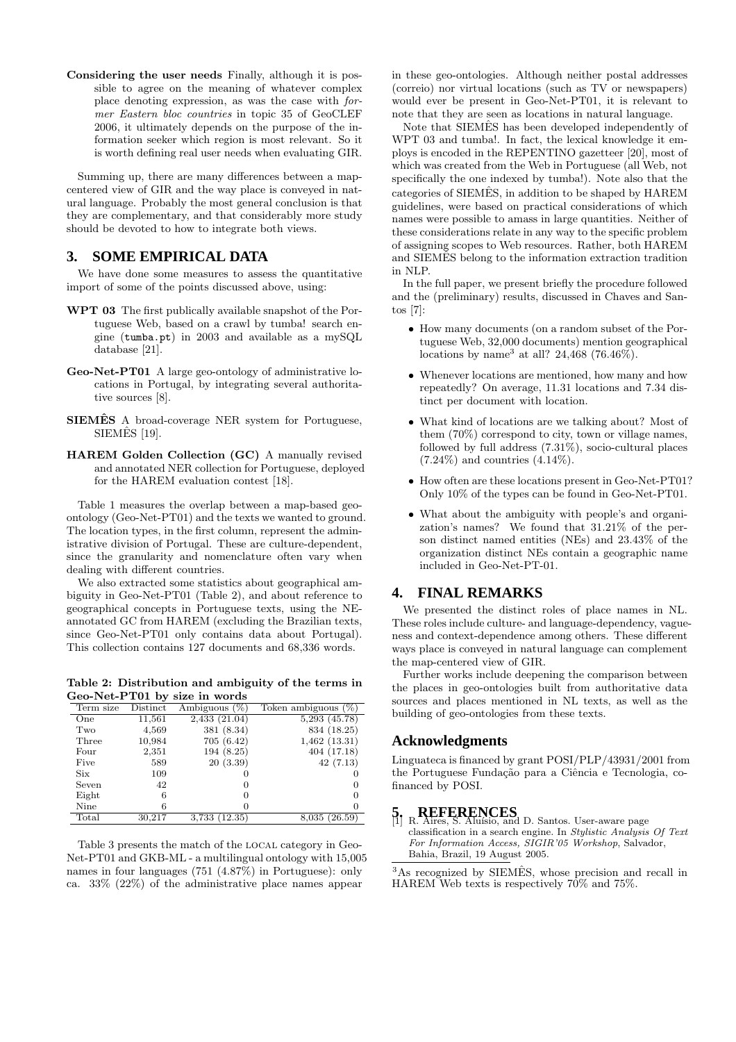**Considering the user needs** Finally, although it is possible to agree on the meaning of whatever complex place denoting expression, as was the case with *former Eastern bloc countries* in topic 35 of GeoCLEF 2006, it ultimately depends on the purpose of the information seeker which region is most relevant. So it is worth defining real user needs when evaluating GIR.

Summing up, there are many differences between a map-centered view of GIR and the way place is conveyed in natural language. Probably the most general conclusion is that they are complementary, and that considerably more study should be devoted to how to integrate both views.

# 3. SOME EMPIRICAL DATA

We have done some measures to assess the quantitative import of some of the points discussed above, using:

**WPT 03** The first publically available snapshot of the Portuguese Web, based on a crawl by tumba! search engine (`tumba.pt`) in 2003 and available as a mySQL database [21].

**Geo-Net-PT01** A large geo-ontology of administrative locations in Portugal, by integrating several authoritative sources [8].

**SIEMÊS** A broad-coverage NER system for Portuguese, SIEMÊS [19].

**HAREM Golden Collection (GC)** A manually revised and annotated NER collection for Portuguese, deployed for the HAREM evaluation contest [18].

Table 1 measures the overlap between a map-based geo-ontology (Geo-Net-PT01) and the texts we wanted to ground. The location types, in the first column, represent the administrative division of Portugal. These are culture-dependent, since the granularity and nomenclature often vary when dealing with different countries.

We also extracted some statistics about geographical ambiguity in Geo-Net-PT01 (Table 2), and about reference to geographical concepts in Portuguese texts, using the NE-annotated GC from HAREM (excluding the Brazilian texts, since Geo-Net-PT01 only contains data about Portugal). This collection contains 127 documents and 68,336 words.

**Table 2: Distribution and ambiguity of the terms in Geo-Net-PT01 by size in words**

| Term size | Distinct | Ambiguous (%) | Token ambiguous (%) |
|---|---|---|---|
| One | 11,561 | 2,433 (21.04) | 5,293 (45.78) |
| Two | 4,569 | 381 (8.34) | 834 (18.25) |
| Three | 10,984 | 705 (6.42) | 1,462 (13.31) |
| Four | 2,351 | 194 (8.25) | 404 (17.18) |
| Five | 589 | 20 (3.39) | 42 (7.13) |
| Six | 109 | 0 | 0 |
| Seven | 42 | 0 | 0 |
| Eight | 6 | 0 | 0 |
| Nine | 6 | 0 | 0 |
| Total | 30,217 | 3,733 (12.35) | 8,035 (26.59) |

Table 3 presents the match of the LOCAL category in Geo-Net-PT01 and GKB-ML - a multilingual ontology with 15,005 names in four languages (751 (4.87%) in Portuguese): only ca. 33% (22%) of the administrative place names appear in these geo-ontologies. Although neither postal addresses (correio) nor virtual locations (such as TV or newspapers) would ever be present in Geo-Net-PT01, it is relevant to note that they are seen as locations in natural language.

Note that SIEMÊS has been developed independently of WPT 03 and tumba!. In fact, the lexical knowledge it employs is encoded in the REPENTINO gazetteer [20], most of which was created from the Web in Portuguese (all Web, not specifically the one indexed by tumba!). Note also that the categories of SIEMÊS, in addition to be shaped by HAREM guidelines, were based on practical considerations of which names were possible to amass in large quantities. Neither of these considerations relate in any way to the specific problem of assigning scopes to Web resources. Rather, both HAREM and SIEMÊS belong to the information extraction tradition in NLP.

In the full paper, we present briefly the procedure followed and the (preliminary) results, discussed in Chaves and Santos [7]:

- How many documents (on a random subset of the Portuguese Web, 32,000 documents) mention geographical locations by name[3] at all? 24,468 (76.46%).
- Whenever locations are mentioned, how many and how repeatedly? On average, 11.31 locations and 7.34 distinct per document with location.
- What kind of locations are we talking about? Most of them (70%) correspond to city, town or village names, followed by full address (7.31%), socio-cultural places (7.24%) and countries (4.14%).
- How often are these locations present in Geo-Net-PT01? Only 10% of the types can be found in Geo-Net-PT01.
- What about the ambiguity with people's and organization's names? We found that 31.21% of the person distinct named entities (NEs) and 23.43% of the organization distinct NEs contain a geographic name included in Geo-Net-PT-01.

# 4. FINAL REMARKS

We presented the distinct roles of place names in NL. These roles include culture- and language-dependency, vagueness and context-dependence among others. These different ways place is conveyed in natural language can complement the map-centered view of GIR.

Further works include deepening the comparison between the places in geo-ontologies built from authoritative data sources and places mentioned in NL texts, as well as the building of geo-ontologies from these texts.

## Acknowledgments

Linguateca is financed by grant POSI/PLP/43931/2001 from the Portuguese Fundação para a Ciência e Tecnologia, co-financed by POSI.

# 5. REFERENCES

[1] R. Aires, S. Aluísio, and D. Santos. User-aware page classification in a search engine. In *Stylistic Analysis Of Text For Information Access, SIGIR'05 Workshop*, Salvador, Bahia, Brazil, 19 August 2005.

[3] As recognized by SIEMÊS, whose precision and recall in HAREM Web texts is respectively 70% and 75%.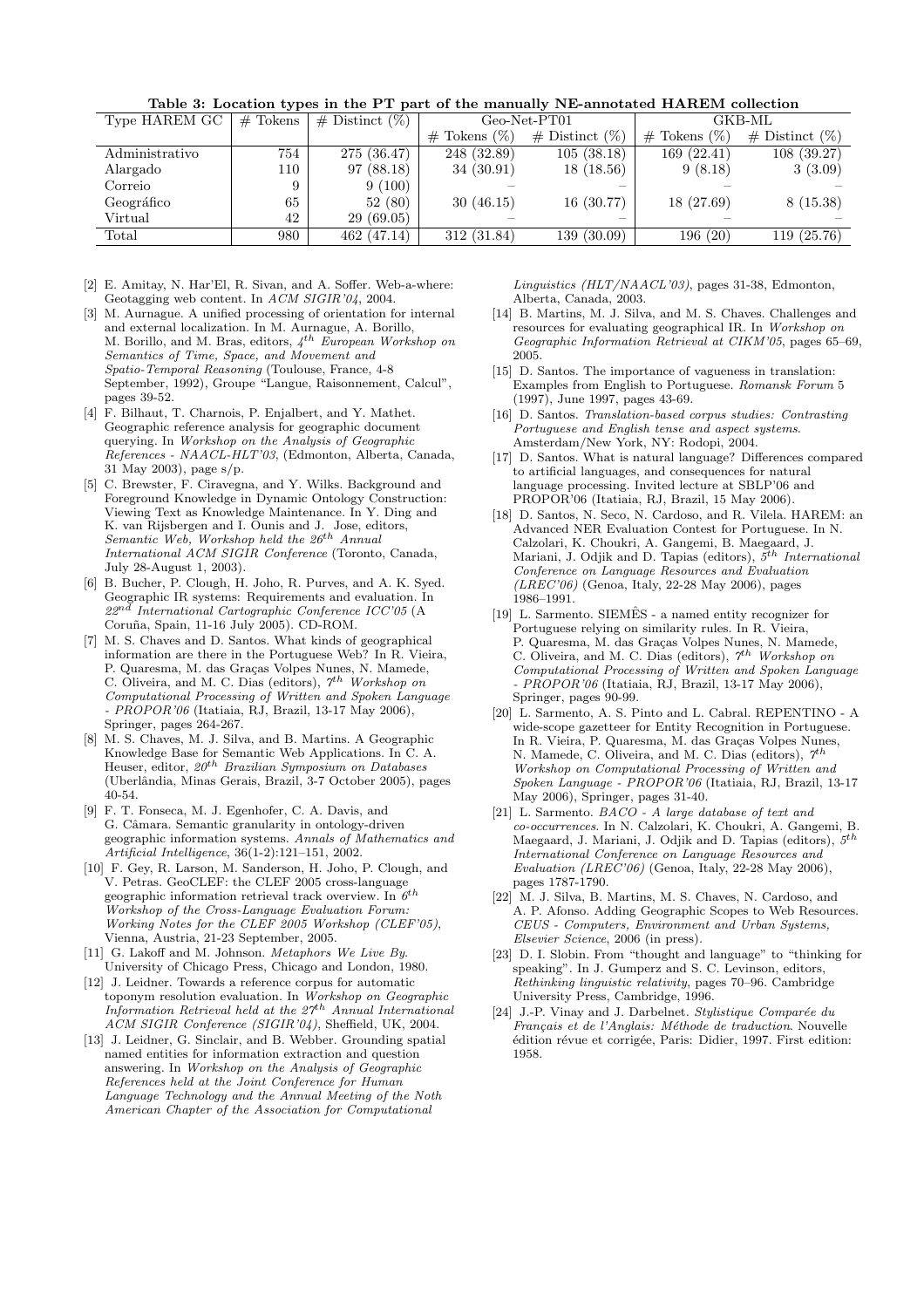**Table 3: Location types in the PT part of the manually NE-annotated HAREM collection**

| Type HAREM GC | # Tokens | # Distinct (%) | Geo-Net-PT01 | | GKB-ML | |
|---|---|---|---|---|---|---|
| | | | # Tokens (%) | # Distinct (%) | # Tokens (%) | # Distinct (%) |
| Administrativo | 754 | 275 (36.47) | 248 (32.89) | 105 (38.18) | 169 (22.41) | 108 (39.27) |
| Alargado | 110 | 97 (88.18) | 34 (30.91) | 18 (18.56) | 9 (8.18) | 3 (3.09) |
| Correio | 9 | 9 (100) | – | – | – | – |
| Geográfico | 65 | 52 (80) | 30 (46.15) | 16 (30.77) | 18 (27.69) | 8 (15.38) |
| Virtual | 42 | 29 (69.05) | – | – | – | – |
| Total | 980 | 462 (47.14) | 312 (31.84) | 139 (30.09) | 196 (20) | 119 (25.76) |

[2] E. Amitay, N. Har'El, R. Sivan, and A. Soffer. Web-a-where: Geotagging web content. In *ACM SIGIR'04*, 2004.

[3] M. Aurnague. A unified processing of orientation for internal and external localization. In M. Aurnague, A. Borillo, M. Borillo, and M. Bras, editors, *4th European Workshop on Semantics of Time, Space, and Movement and Spatio-Temporal Reasoning* (Toulouse, France, 4-8 September, 1992), Groupe "Langue, Raisonnement, Calcul", pages 39-52.

[4] F. Bilhaut, T. Charnois, P. Enjalbert, and Y. Mathet. Geographic reference analysis for geographic document querying. In *Workshop on the Analysis of Geographic References - NAACL-HLT'03*, (Edmonton, Alberta, Canada, 31 May 2003), page s/p.

[5] C. Brewster, F. Ciravegna, and Y. Wilks. Background and Foreground Knowledge in Dynamic Ontology Construction: Viewing Text as Knowledge Maintenance. In Y. Ding and K. van Rijsbergen and I. Ounis and J. Jose, editors, *Semantic Web, Workshop held the 26th Annual International ACM SIGIR Conference* (Toronto, Canada, July 28-August 1, 2003).

[6] B. Bucher, P. Clough, H. Joho, R. Purves, and A. K. Syed. Geographic IR systems: Requirements and evaluation. In *22nd International Cartographic Conference ICC'05* (A Coruña, Spain, 11-16 July 2005). CD-ROM.

[7] M. S. Chaves and D. Santos. What kinds of geographical information are there in the Portuguese Web? In R. Vieira, P. Quaresma, M. das Graças Volpes Nunes, N. Mamede, C. Oliveira, and M. C. Dias (editors), *7th Workshop on Computational Processing of Written and Spoken Language - PROPOR'06* (Itatiaia, RJ, Brazil, 13-17 May 2006), Springer, pages 264-267.

[8] M. S. Chaves, M. J. Silva, and B. Martins. A Geographic Knowledge Base for Semantic Web Applications. In C. A. Heuser, editor, *20th Brazilian Symposium on Databases* (Uberlândia, Minas Gerais, Brazil, 3-7 October 2005), pages 40-54.

[9] F. T. Fonseca, M. J. Egenhofer, C. A. Davis, and G. Câmara. Semantic granularity in ontology-driven geographic information systems. *Annals of Mathematics and Artificial Intelligence*, 36(1-2):121–151, 2002.

[10] F. Gey, R. Larson, M. Sanderson, H. Joho, P. Clough, and V. Petras. GeoCLEF: the CLEF 2005 cross-language geographic information retrieval track overview. In *6th Workshop of the Cross-Language Evaluation Forum: Working Notes for the CLEF 2005 Workshop (CLEF'05)*, Vienna, Austria, 21-23 September, 2005.

[11] G. Lakoff and M. Johnson. *Metaphors We Live By.* University of Chicago Press, Chicago and London, 1980.

[12] J. Leidner. Towards a reference corpus for automatic toponym resolution evaluation. In *Workshop on Geographic Information Retrieval held at the 27th Annual International ACM SIGIR Conference (SIGIR'04)*, Sheffield, UK, 2004.

[13] J. Leidner, G. Sinclair, and B. Webber. Grounding spatial named entities for information extraction and question answering. In *Workshop on the Analysis of Geographic References held at the Joint Conference for Human Language Technology and the Annual Meeting of the Noth American Chapter of the Association for Computational Linguistics (HLT/NAACL'03)*, pages 31-38, Edmonton, Alberta, Canada, 2003.

[14] B. Martins, M. J. Silva, and M. S. Chaves. Challenges and resources for evaluating geographical IR. In *Workshop on Geographic Information Retrieval at CIKM'05*, pages 65–69, 2005.

[15] D. Santos. The importance of vagueness in translation: Examples from English to Portuguese. *Romansk Forum* 5 (1997), June 1997, pages 43-69.

[16] D. Santos. *Translation-based corpus studies: Contrasting Portuguese and English tense and aspect systems.* Amsterdam/New York, NY: Rodopi, 2004.

[17] D. Santos. What is natural language? Differences compared to artificial languages, and consequences for natural language processing. Invited lecture at SBLP'06 and PROPOR'06 (Itatiaia, RJ, Brazil, 15 May 2006).

[18] D. Santos, N. Seco, N. Cardoso, and R. Vilela. HAREM: an Advanced NER Evaluation Contest for Portuguese. In N. Calzolari, K. Choukri, A. Gangemi, B. Maegaard, J. Mariani, J. Odjik and D. Tapias (editors), *5th International Conference on Language Resources and Evaluation (LREC'06)* (Genoa, Italy, 22-28 May 2006), pages 1986–1991.

[19] L. Sarmento. SIEMÊS - a named entity recognizer for Portuguese relying on similarity rules. In R. Vieira, P. Quaresma, M. das Graças Volpes Nunes, N. Mamede, C. Oliveira, and M. C. Dias (editors), *7th Workshop on Computational Processing of Written and Spoken Language - PROPOR'06* (Itatiaia, RJ, Brazil, 13-17 May 2006), Springer, pages 90-99.

[20] L. Sarmento, A. S. Pinto and L. Cabral. REPENTINO - A wide-scope gazetteer for Entity Recognition in Portuguese. In R. Vieira, P. Quaresma, M. das Graças Volpes Nunes, N. Mamede, C. Oliveira, and M. C. Dias (editors), *7th Workshop on Computational Processing of Written and Spoken Language - PROPOR'06* (Itatiaia, RJ, Brazil, 13-17 May 2006), Springer, pages 31-40.

[21] L. Sarmento. *BACO - A large database of text and co-occurrences.* In N. Calzolari, K. Choukri, A. Gangemi, B. Maegaard, J. Mariani, J. Odjik and D. Tapias (editors), *5th International Conference on Language Resources and Evaluation (LREC'06)* (Genoa, Italy, 22-28 May 2006), pages 1787-1790.

[22] M. J. Silva, B. Martins, M. S. Chaves, N. Cardoso, and A. P. Afonso. Adding Geographic Scopes to Web Resources. *CEUS - Computers, Environment and Urban Systems, Elsevier Science*, 2006 (in press).

[23] D. I. Slobin. From "thought and language" to "thinking for speaking". In J. Gumperz and S. C. Levinson, editors, *Rethinking linguistic relativity*, pages 70–96. Cambridge University Press, Cambridge, 1996.

[24] J.-P. Vinay and J. Darbelnet. *Stylistique Comparée du Français et de l'Anglais: Méthode de traduction*. Nouvelle édition révue et corrigée, Paris: Didier, 1997. First edition: 1958.